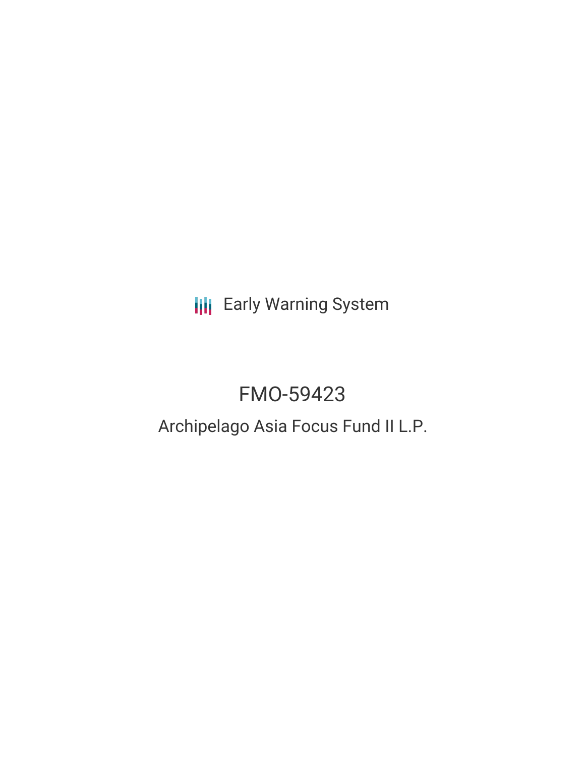Early Warning System

# FMO-59423

## Archipelago Asia Focus Fund II L.P.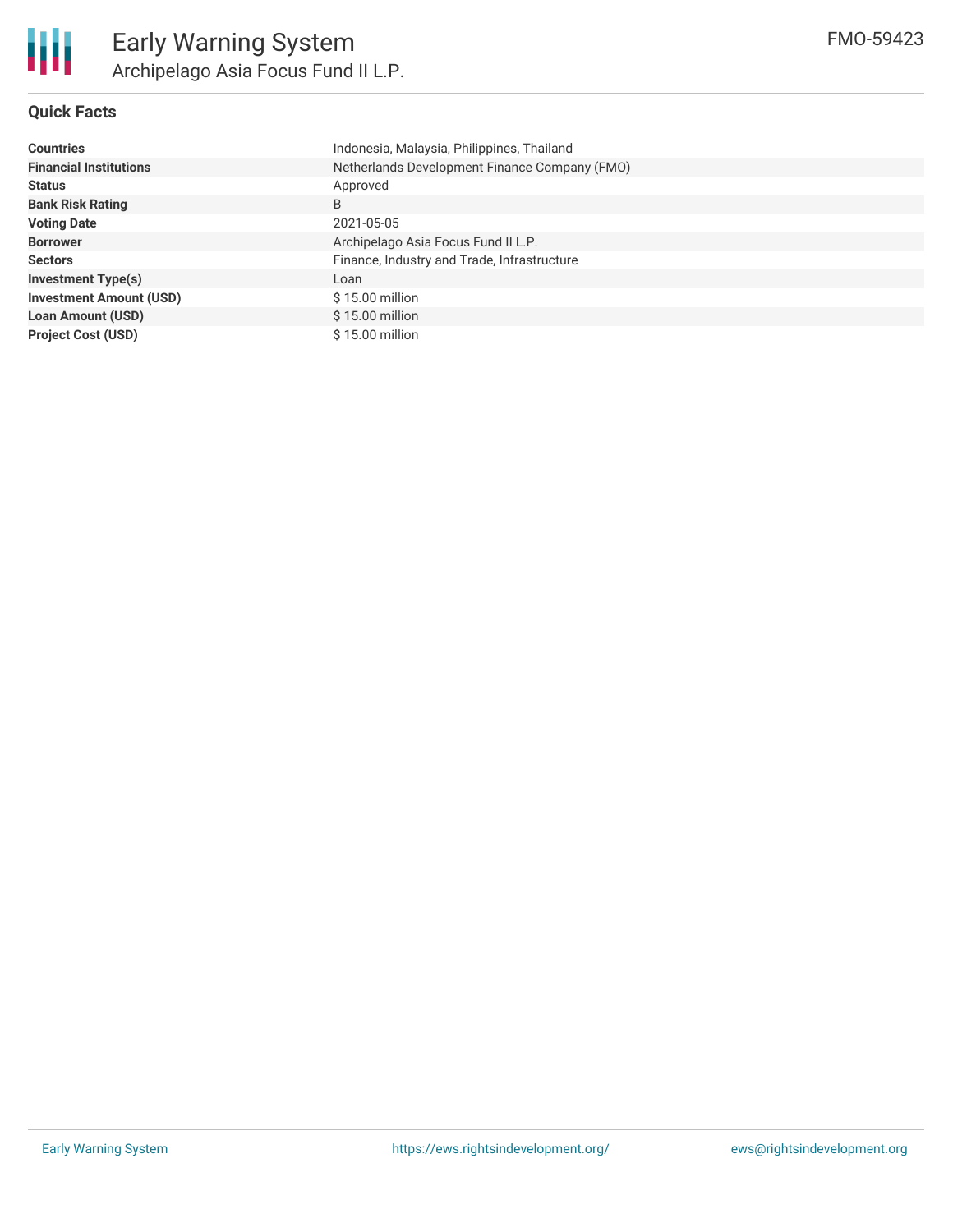## Quick Facts

| | |
|---|---|
| **Countries** | Indonesia, Malaysia, Philippines, Thailand |
| **Financial Institutions** | Netherlands Development Finance Company (FMO) |
| **Status** | Approved |
| **Bank Risk Rating** | B |
| **Voting Date** | 2021-05-05 |
| **Borrower** | Archipelago Asia Focus Fund II L.P. |
| **Sectors** | Finance, Industry and Trade, Infrastructure |
| **Investment Type(s)** | Loan |
| **Investment Amount (USD)** | $ 15.00 million |
| **Loan Amount (USD)** | $ 15.00 million |
| **Project Cost (USD)** | $ 15.00 million |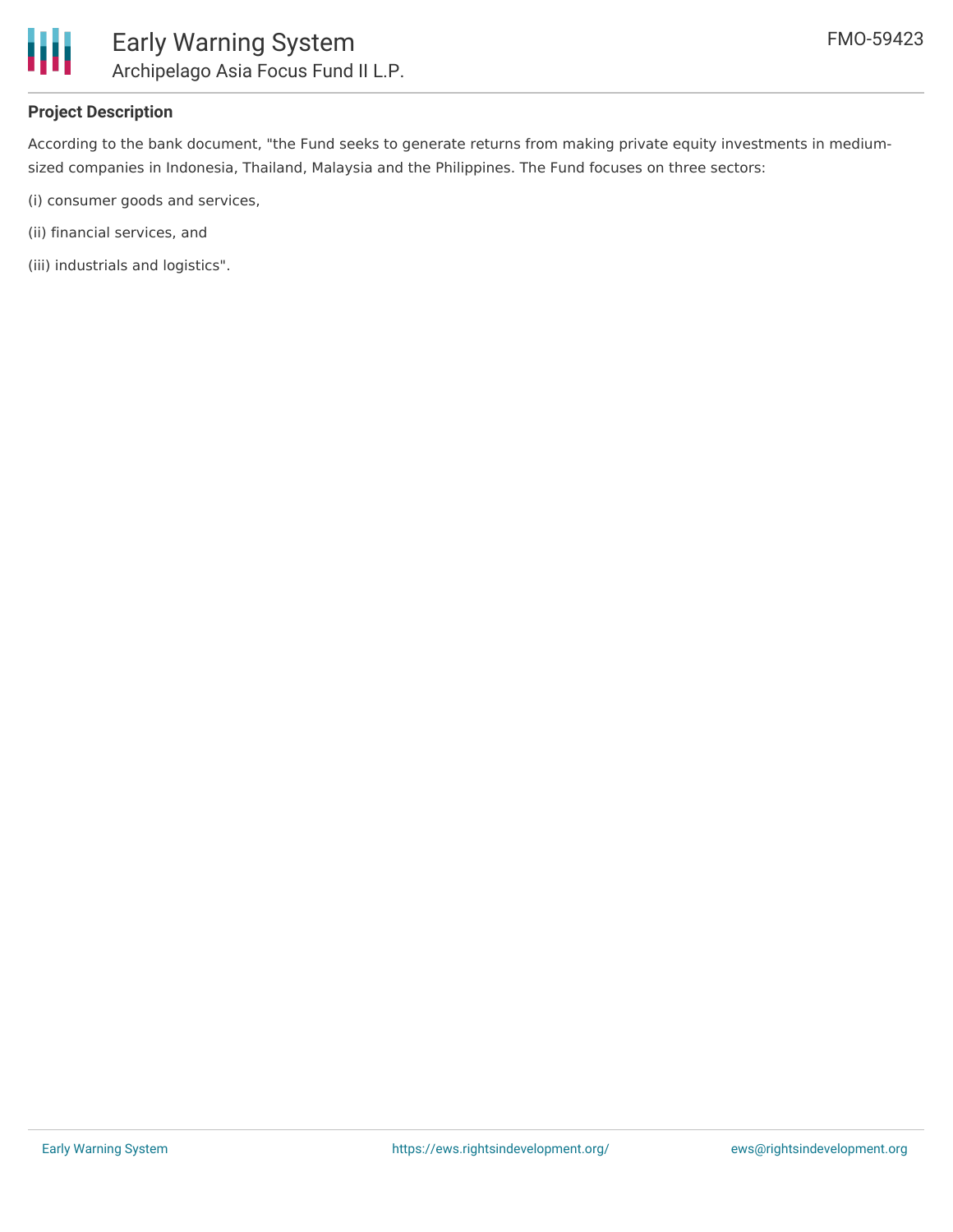## Project Description

According to the bank document, "the Fund seeks to generate returns from making private equity investments in medium-sized companies in Indonesia, Thailand, Malaysia and the Philippines. The Fund focuses on three sectors:

(i) consumer goods and services,

(ii) financial services, and

(iii) industrials and logistics".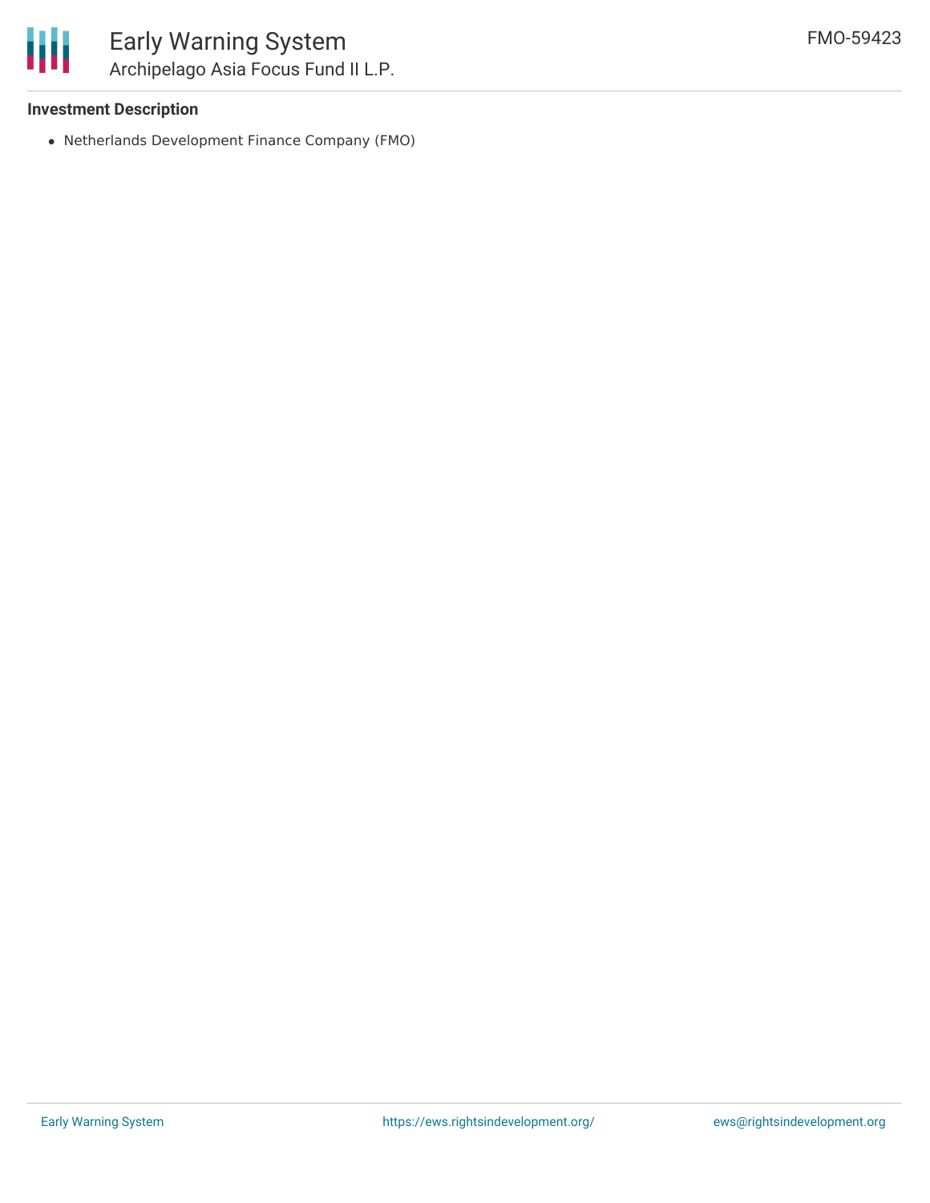### Investment Description

- Netherlands Development Finance Company (FMO)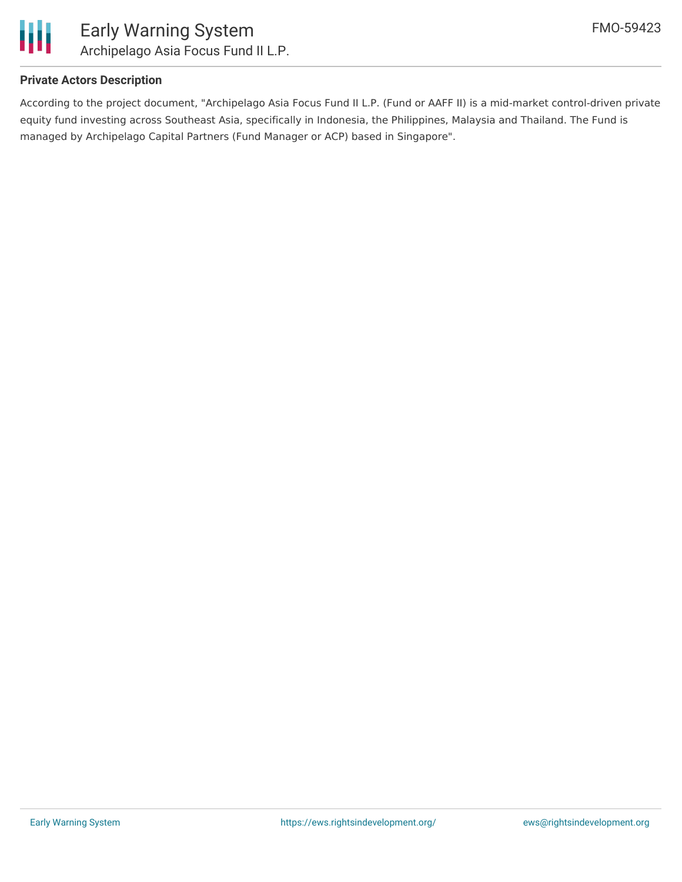## Private Actors Description

According to the project document, "Archipelago Asia Focus Fund II L.P. (Fund or AAFF II) is a mid-market control-driven private equity fund investing across Southeast Asia, specifically in Indonesia, the Philippines, Malaysia and Thailand. The Fund is managed by Archipelago Capital Partners (Fund Manager or ACP) based in Singapore".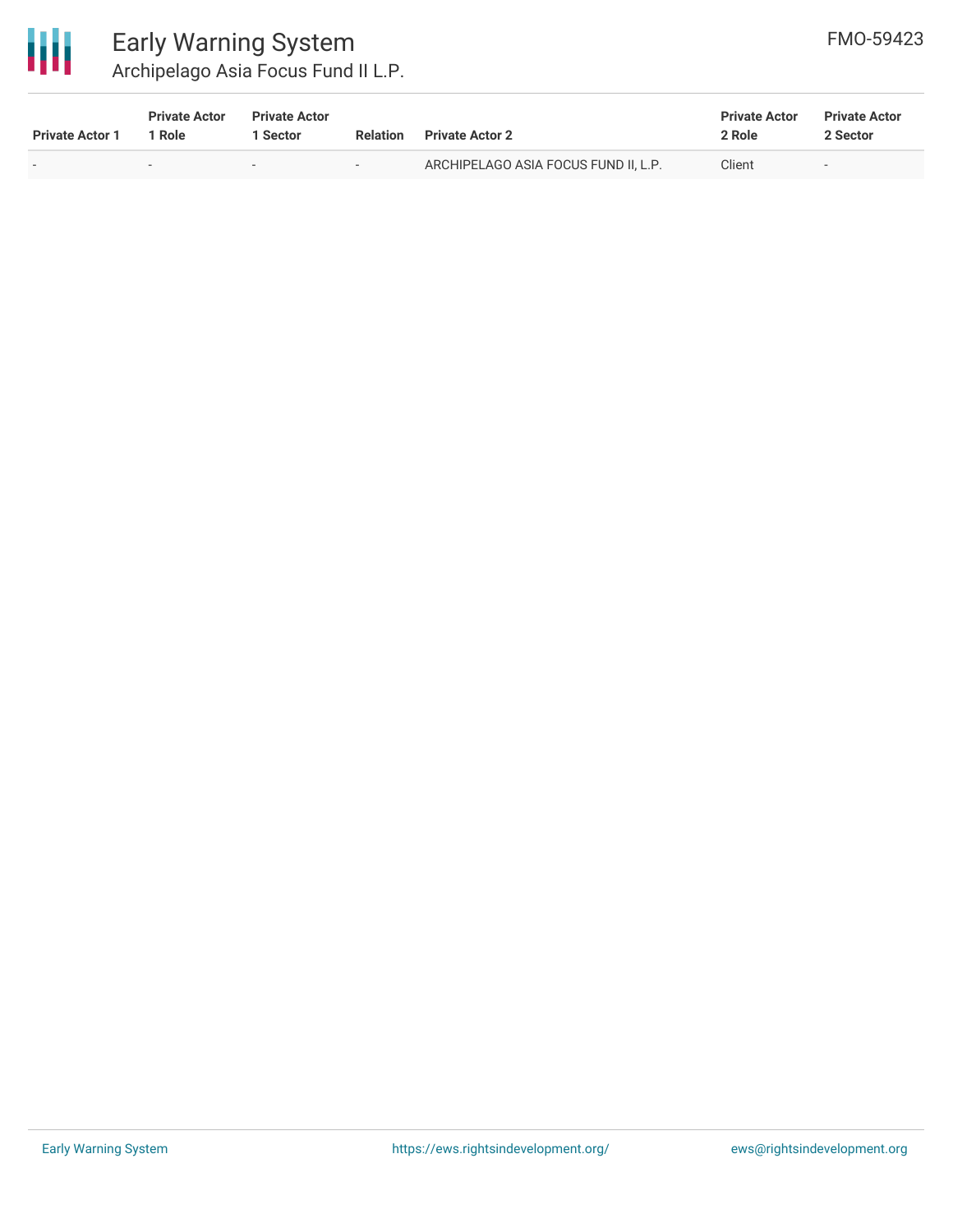| Private Actor 1 | Private Actor 1 Role | Private Actor 1 Sector | Relation | Private Actor 2 | Private Actor 2 Role | Private Actor 2 Sector |
|---|---|---|---|---|---|---|
| - | - | - | - | ARCHIPELAGO ASIA FOCUS FUND II, L.P. | Client | - |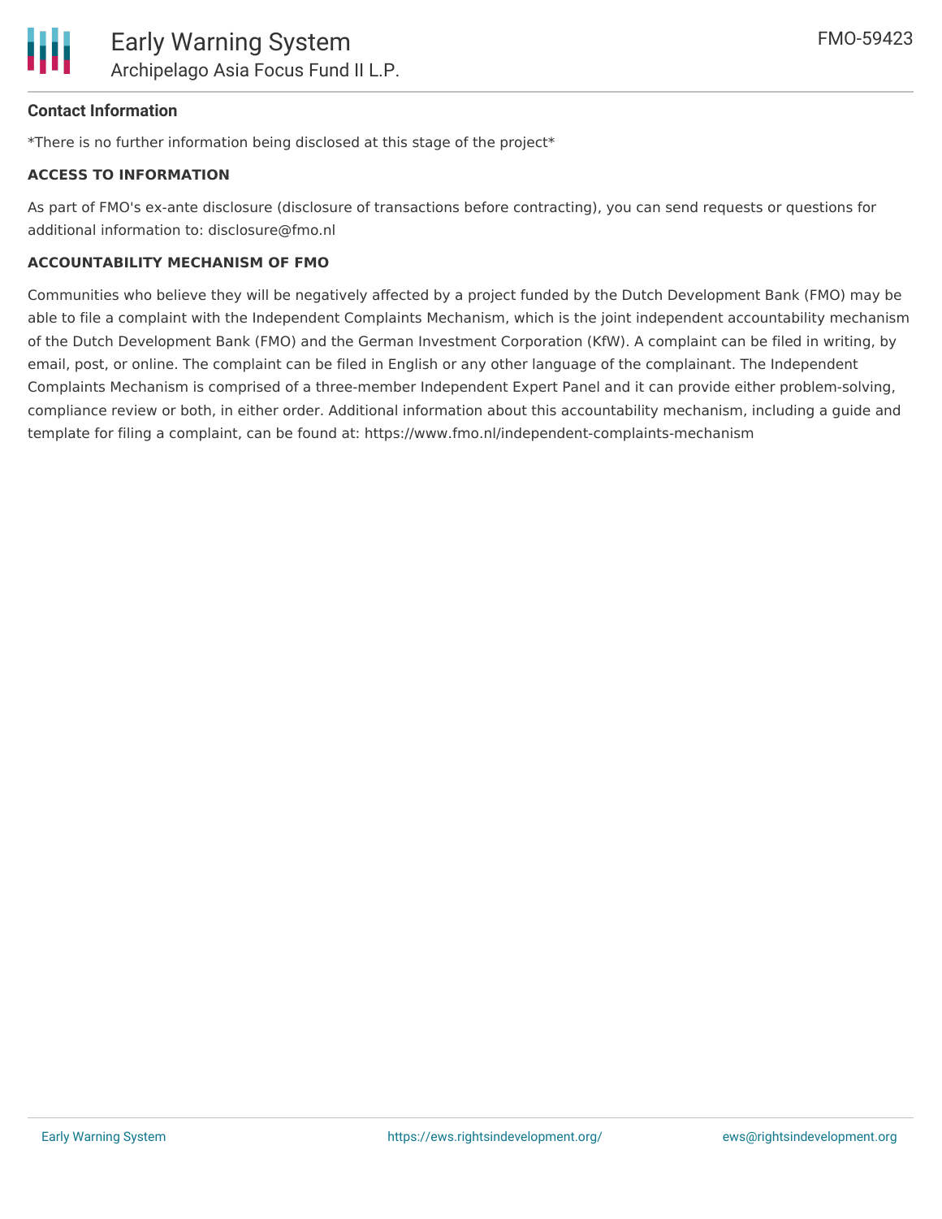**Contact Information**

*There is no further information being disclosed at this stage of the project*

**ACCESS TO INFORMATION**

As part of FMO's ex-ante disclosure (disclosure of transactions before contracting), you can send requests or questions for additional information to: disclosure@fmo.nl

**ACCOUNTABILITY MECHANISM OF FMO**

Communities who believe they will be negatively affected by a project funded by the Dutch Development Bank (FMO) may be able to file a complaint with the Independent Complaints Mechanism, which is the joint independent accountability mechanism of the Dutch Development Bank (FMO) and the German Investment Corporation (KfW). A complaint can be filed in writing, by email, post, or online. The complaint can be filed in English or any other language of the complainant. The Independent Complaints Mechanism is comprised of a three-member Independent Expert Panel and it can provide either problem-solving, compliance review or both, in either order. Additional information about this accountability mechanism, including a guide and template for filing a complaint, can be found at: https://www.fmo.nl/independent-complaints-mechanism